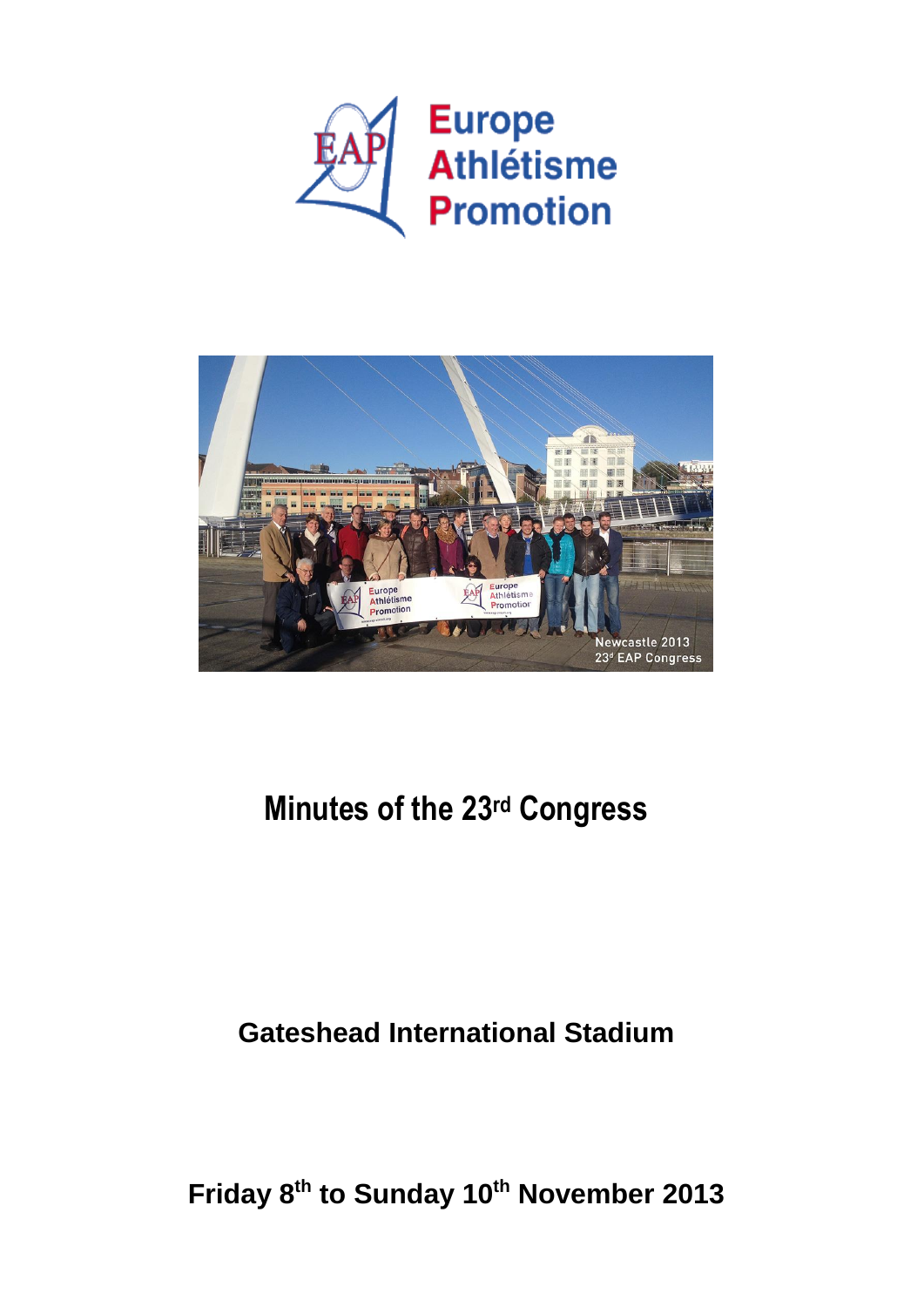Europe
Athlétisme
Promotion

# Minutes of the 23rd Congress

## Gateshead International Stadium

## Friday 8th to Sunday 10th November 2013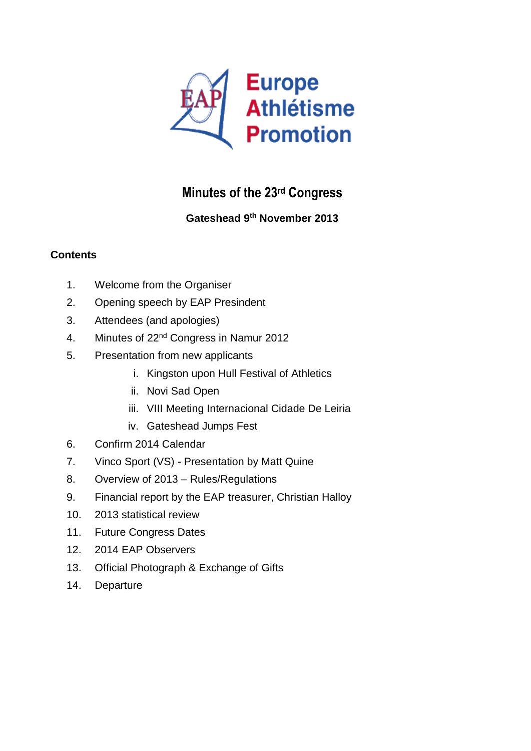Europe Athlétisme Promotion

# Minutes of the 23rd Congress

**Gateshead 9th November 2013**

**Contents**

1. Welcome from the Organiser
2. Opening speech by EAP Presindent
3. Attendees (and apologies)
4. Minutes of 22nd Congress in Namur 2012
5. Presentation from new applicants
    - i. Kingston upon Hull Festival of Athletics
    - ii. Novi Sad Open
    - iii. VIII Meeting Internacional Cidade De Leiria
    - iv. Gateshead Jumps Fest
6. Confirm 2014 Calendar
7. Vinco Sport (VS) - Presentation by Matt Quine
8. Overview of 2013 – Rules/Regulations
9. Financial report by the EAP treasurer, Christian Halloy
10. 2013 statistical review
11. Future Congress Dates
12. 2014 EAP Observers
13. Official Photograph & Exchange of Gifts
14. Departure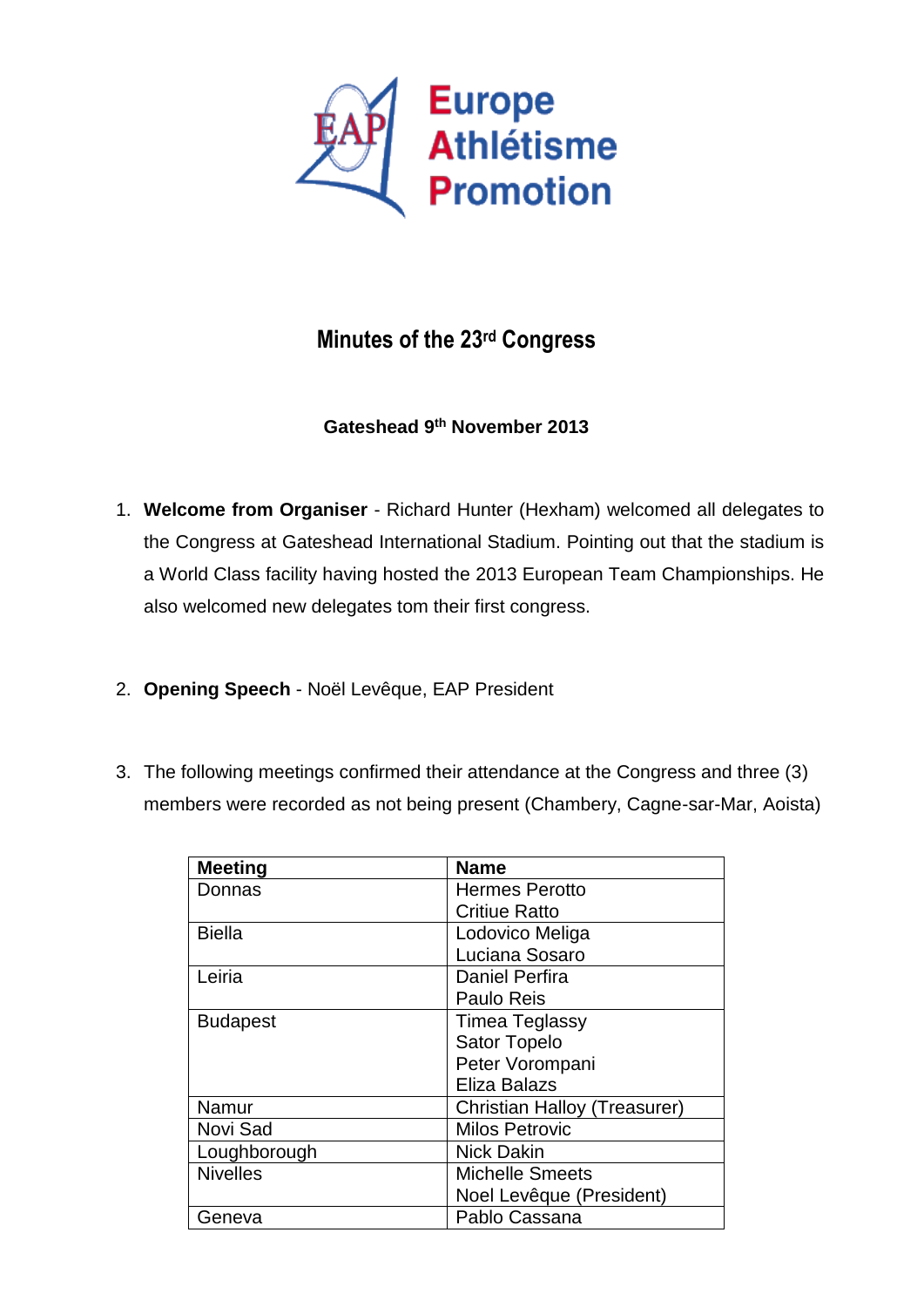Europe Athlétisme Promotion

# Minutes of the 23rd Congress

**Gateshead 9th November 2013**

1. **Welcome from Organiser** - Richard Hunter (Hexham) welcomed all delegates to the Congress at Gateshead International Stadium. Pointing out that the stadium is a World Class facility having hosted the 2013 European Team Championships. He also welcomed new delegates tom their first congress.

2. **Opening Speech** - Noël Levêque, EAP President

3. The following meetings confirmed their attendance at the Congress and three (3) members were recorded as not being present (Chambery, Cagne-sar-Mar, Aoista)

| Meeting | Name |
|---|---|
| Donnas | Hermes Perotto<br>Critiue Ratto |
| Biella | Lodovico Meliga<br>Luciana Sosaro |
| Leiria | Daniel Perfira<br>Paulo Reis |
| Budapest | Timea Teglassy<br>Sator Topelo<br>Peter Vorompani<br>Eliza Balazs |
| Namur | Christian Halloy (Treasurer) |
| Novi Sad | Milos Petrovic |
| Loughborough | Nick Dakin |
| Nivelles | Michelle Smeets<br>Noel Levêque (President) |
| Geneva | Pablo Cassana |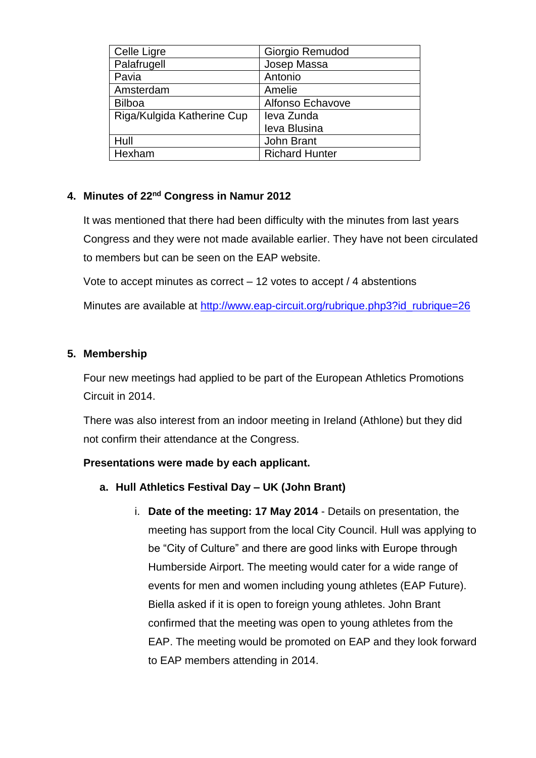| Celle Ligre | Giorgio Remudod |
|---|---|
| Palafrugell | Josep Massa |
| Pavia | Antonio |
| Amsterdam | Amelie |
| Bilboa | Alfonso Echavove |
| Riga/Kulgida Katherine Cup | Ieva Zunda<br>Ieva Blusina |
| Hull | John Brant |
| Hexham | Richard Hunter |

## 4. Minutes of 22nd Congress in Namur 2012

It was mentioned that there had been difficulty with the minutes from last years Congress and they were not made available earlier. They have not been circulated to members but can be seen on the EAP website.

Vote to accept minutes as correct – 12 votes to accept / 4 abstentions

Minutes are available at http://www.eap-circuit.org/rubrique.php3?id_rubrique=26

## 5. Membership

Four new meetings had applied to be part of the European Athletics Promotions Circuit in 2014.

There was also interest from an indoor meeting in Ireland (Athlone) but they did not confirm their attendance at the Congress.

**Presentations were made by each applicant.**

### a. Hull Athletics Festival Day – UK (John Brant)

i. **Date of the meeting: 17 May 2014** - Details on presentation, the meeting has support from the local City Council. Hull was applying to be "City of Culture" and there are good links with Europe through Humberside Airport. The meeting would cater for a wide range of events for men and women including young athletes (EAP Future). Biella asked if it is open to foreign young athletes. John Brant confirmed that the meeting was open to young athletes from the EAP. The meeting would be promoted on EAP and they look forward to EAP members attending in 2014.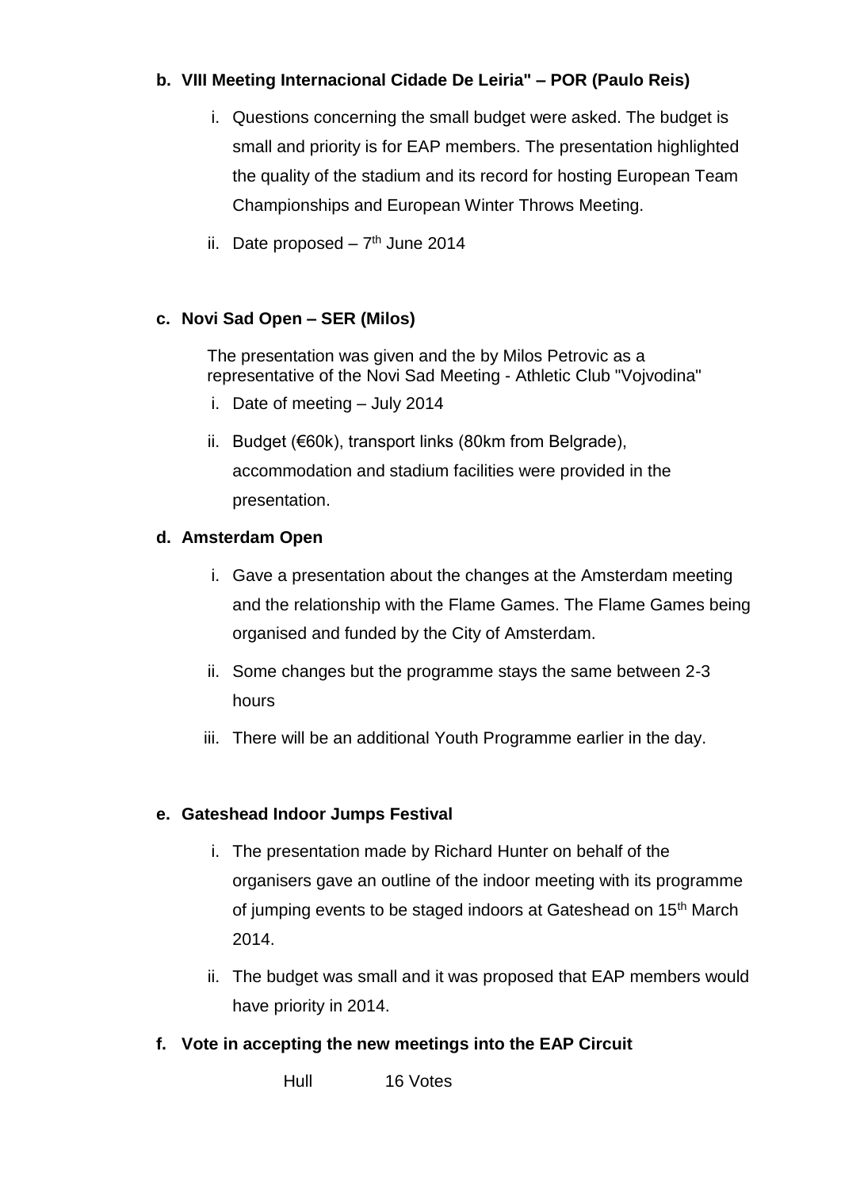**b. VIII Meeting Internacional Cidade De Leiria" – POR (Paulo Reis)**

i. Questions concerning the small budget were asked. The budget is small and priority is for EAP members. The presentation highlighted the quality of the stadium and its record for hosting European Team Championships and European Winter Throws Meeting.

ii. Date proposed – 7th June 2014

**c. Novi Sad Open – SER (Milos)**

The presentation was given and the by Milos Petrovic as a representative of the Novi Sad Meeting - Athletic Club "Vojvodina"

i. Date of meeting – July 2014

ii. Budget (€60k), transport links (80km from Belgrade), accommodation and stadium facilities were provided in the presentation.

**d. Amsterdam Open**

i. Gave a presentation about the changes at the Amsterdam meeting and the relationship with the Flame Games. The Flame Games being organised and funded by the City of Amsterdam.

ii. Some changes but the programme stays the same between 2-3 hours

iii. There will be an additional Youth Programme earlier in the day.

**e. Gateshead Indoor Jumps Festival**

i. The presentation made by Richard Hunter on behalf of the organisers gave an outline of the indoor meeting with its programme of jumping events to be staged indoors at Gateshead on 15th March 2014.

ii. The budget was small and it was proposed that EAP members would have priority in 2014.

**f. Vote in accepting the new meetings into the EAP Circuit**

Hull 16 Votes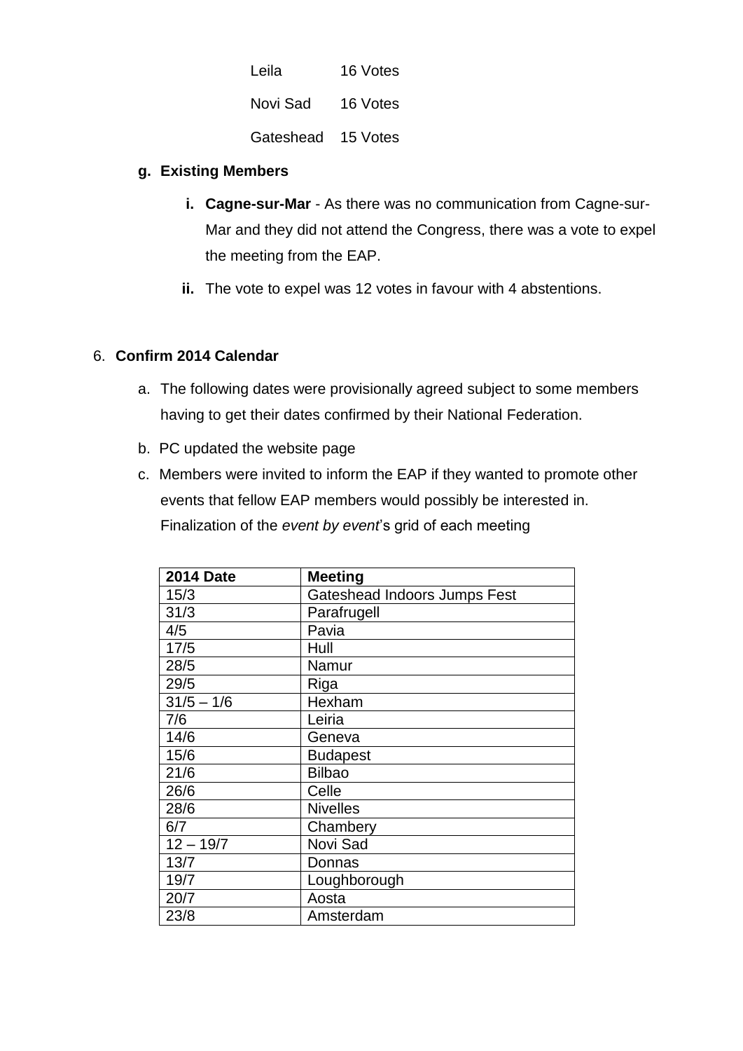Leila 16 Votes

Novi Sad 16 Votes

Gateshead 15 Votes

g. **Existing Members**

   i. **Cagne-sur-Mar** - As there was no communication from Cagne-sur-Mar and they did not attend the Congress, there was a vote to expel the meeting from the EAP.

   ii. The vote to expel was 12 votes in favour with 4 abstentions.

6. **Confirm 2014 Calendar**

   a. The following dates were provisionally agreed subject to some members having to get their dates confirmed by their National Federation.

   b. PC updated the website page

   c. Members were invited to inform the EAP if they wanted to promote other events that fellow EAP members would possibly be interested in. Finalization of the *event by event*'s grid of each meeting

| **2014 Date** | **Meeting** |
|---|---|
| 15/3 | Gateshead Indoors Jumps Fest |
| 31/3 | Parafrugell |
| 4/5 | Pavia |
| 17/5 | Hull |
| 28/5 | Namur |
| 29/5 | Riga |
| 31/5 – 1/6 | Hexham |
| 7/6 | Leiria |
| 14/6 | Geneva |
| 15/6 | Budapest |
| 21/6 | Bilbao |
| 26/6 | Celle |
| 28/6 | Nivelles |
| 6/7 | Chambery |
| 12 – 19/7 | Novi Sad |
| 13/7 | Donnas |
| 19/7 | Loughborough |
| 20/7 | Aosta |
| 23/8 | Amsterdam |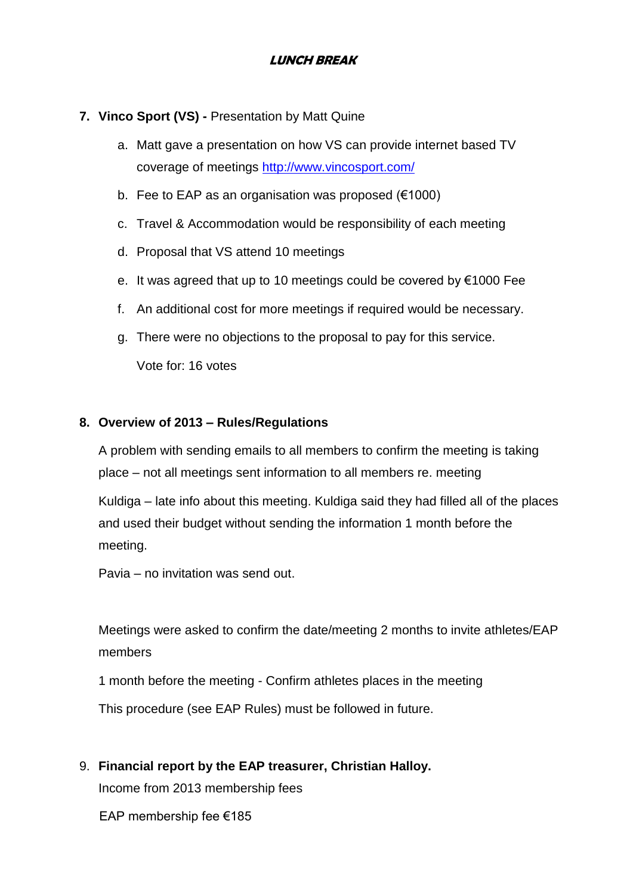***LUNCH BREAK***

7. **Vinco Sport (VS) -** Presentation by Matt Quine
   a. Matt gave a presentation on how VS can provide internet based TV coverage of meetings http://www.vincosport.com/
   b. Fee to EAP as an organisation was proposed (€1000)
   c. Travel & Accommodation would be responsibility of each meeting
   d. Proposal that VS attend 10 meetings
   e. It was agreed that up to 10 meetings could be covered by €1000 Fee
   f. An additional cost for more meetings if required would be necessary.
   g. There were no objections to the proposal to pay for this service.

      Vote for: 16 votes

8. **Overview of 2013 – Rules/Regulations**

   A problem with sending emails to all members to confirm the meeting is taking place – not all meetings sent information to all members re. meeting

   Kuldiga – late info about this meeting. Kuldiga said they had filled all of the places and used their budget without sending the information 1 month before the meeting.

   Pavia – no invitation was send out.

   Meetings were asked to confirm the date/meeting 2 months to invite athletes/EAP members

   1 month before the meeting - Confirm athletes places in the meeting

   This procedure (see EAP Rules) must be followed in future.

9. **Financial report by the EAP treasurer, Christian Halloy.**

   Income from 2013 membership fees

   EAP membership fee €185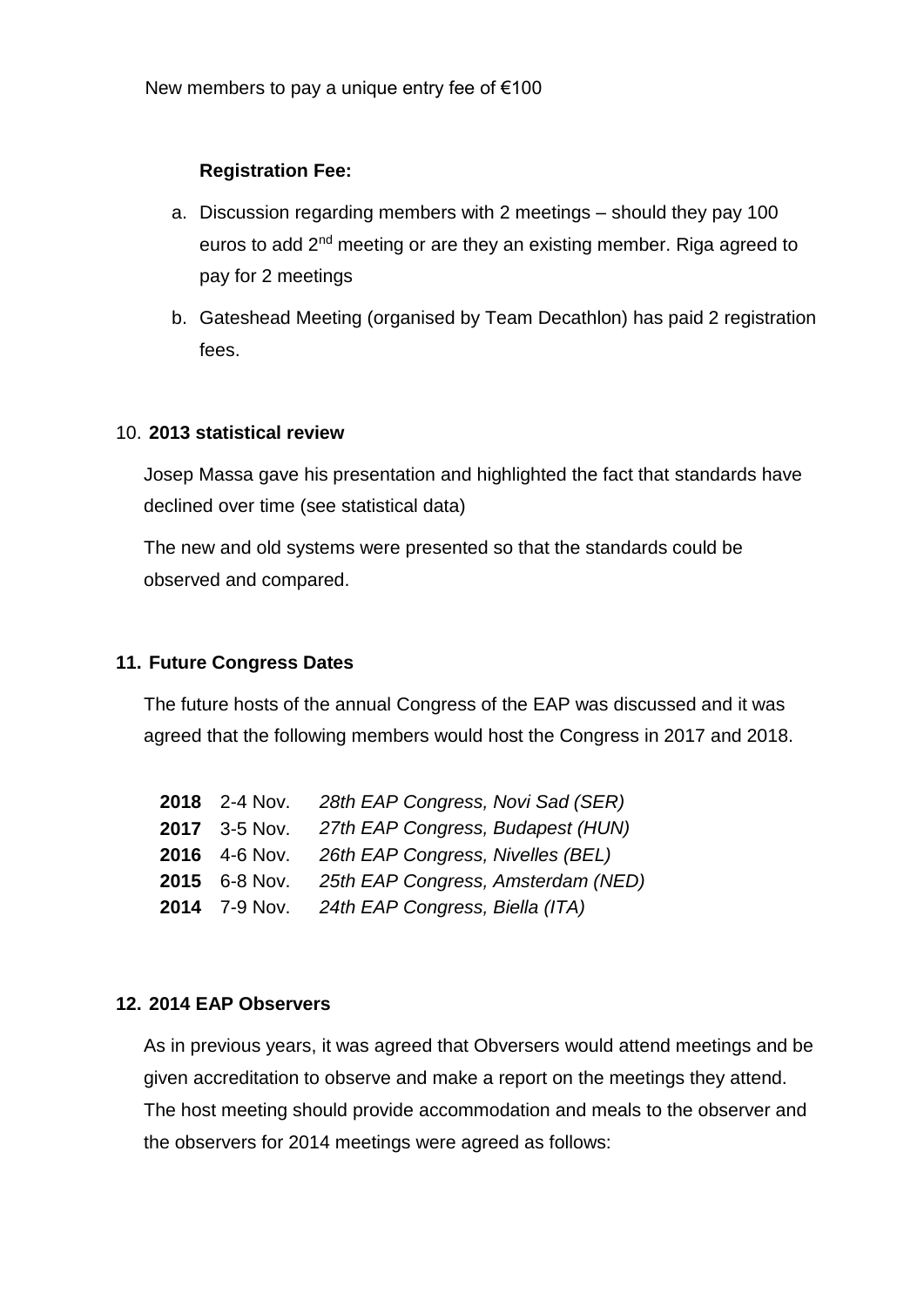New members to pay a unique entry fee of €100

**Registration Fee:**

a. Discussion regarding members with 2 meetings – should they pay 100 euros to add 2nd meeting or are they an existing member. Riga agreed to pay for 2 meetings

b. Gateshead Meeting (organised by Team Decathlon) has paid 2 registration fees.

10. **2013 statistical review**

Josep Massa gave his presentation and highlighted the fact that standards have declined over time (see statistical data)

The new and old systems were presented so that the standards could be observed and compared.

**11. Future Congress Dates**

The future hosts of the annual Congress of the EAP was discussed and it was agreed that the following members would host the Congress in 2017 and 2018.

| | | |
|---|---|---|
| **2018** | 2-4 Nov. | *28th EAP Congress, Novi Sad (SER)* |
| **2017** | 3-5 Nov. | *27th EAP Congress, Budapest (HUN)* |
| **2016** | 4-6 Nov. | *26th EAP Congress, Nivelles (BEL)* |
| **2015** | 6-8 Nov. | *25th EAP Congress, Amsterdam (NED)* |
| **2014** | 7-9 Nov. | *24th EAP Congress, Biella (ITA)* |

**12. 2014 EAP Observers**

As in previous years, it was agreed that Obversers would attend meetings and be given accreditation to observe and make a report on the meetings they attend. The host meeting should provide accommodation and meals to the observer and the observers for 2014 meetings were agreed as follows: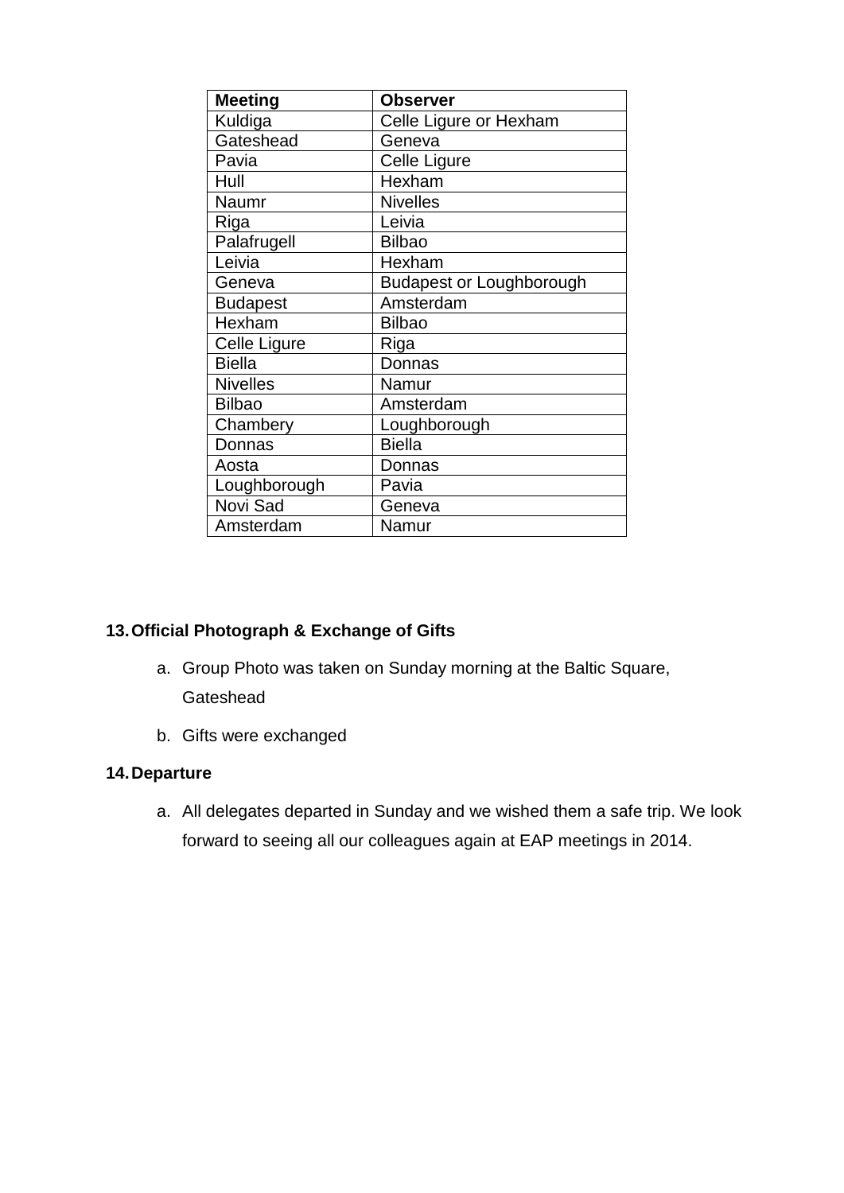| Meeting | Observer |
| --- | --- |
| Kuldiga | Celle Ligure or Hexham |
| Gateshead | Geneva |
| Pavia | Celle Ligure |
| Hull | Hexham |
| Naumr | Nivelles |
| Riga | Leivia |
| Palafrugell | Bilbao |
| Leivia | Hexham |
| Geneva | Budapest or Loughborough |
| Budapest | Amsterdam |
| Hexham | Bilbao |
| Celle Ligure | Riga |
| Biella | Donnas |
| Nivelles | Namur |
| Bilbao | Amsterdam |
| Chambery | Loughborough |
| Donnas | Biella |
| Aosta | Donnas |
| Loughborough | Pavia |
| Novi Sad | Geneva |
| Amsterdam | Namur |

**13. Official Photograph & Exchange of Gifts**

a. Group Photo was taken on Sunday morning at the Baltic Square, Gateshead

b. Gifts were exchanged

**14. Departure**

a. All delegates departed in Sunday and we wished them a safe trip. We look forward to seeing all our colleagues again at EAP meetings in 2014.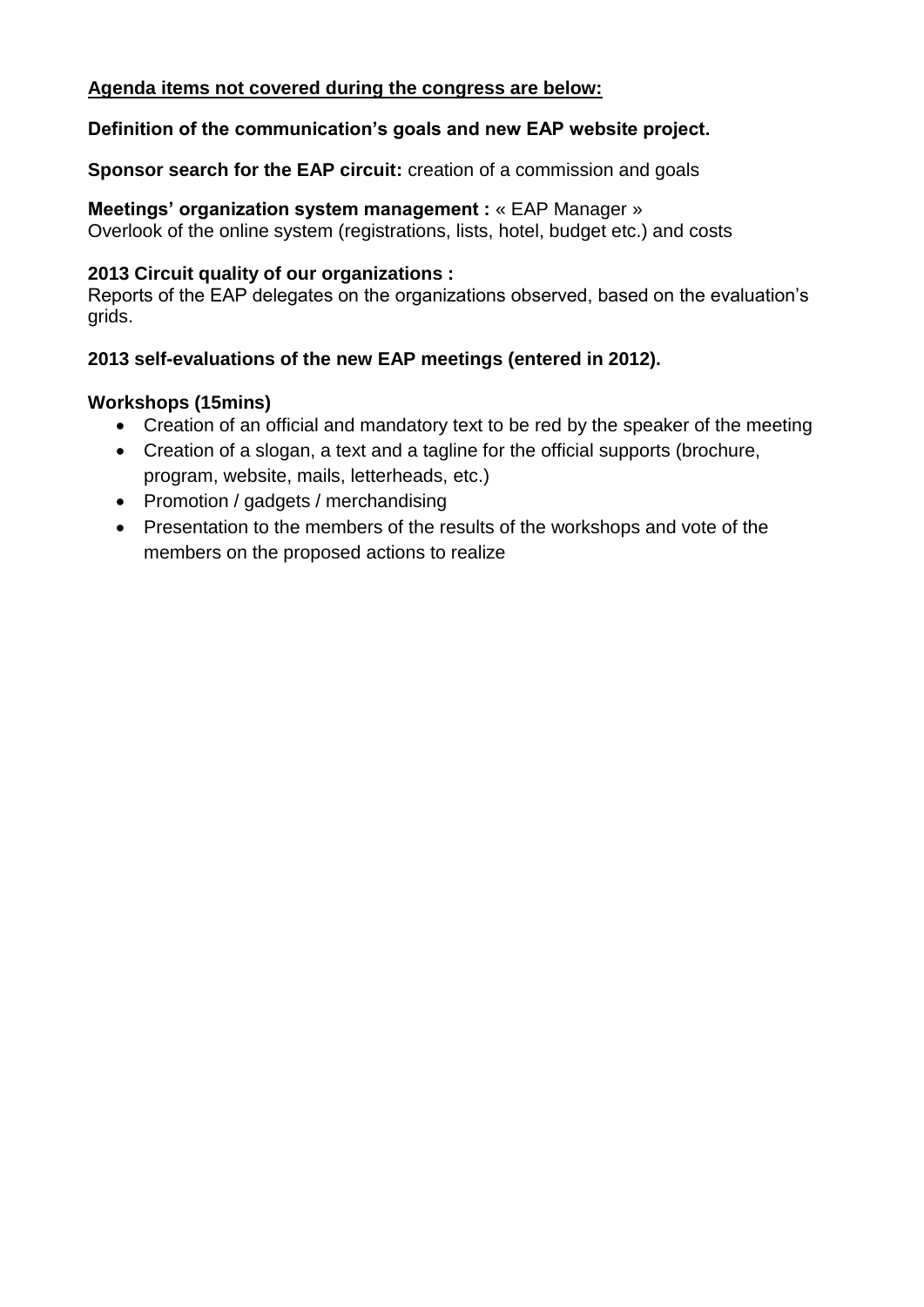**<u>Agenda items not covered during the congress are below:</u>**

**Definition of the communication's goals and new EAP website project.**

**Sponsor search for the EAP circuit:** creation of a commission and goals

**Meetings' organization system management :** « EAP Manager »
Overlook of the online system (registrations, lists, hotel, budget etc.) and costs

**2013 Circuit quality of our organizations :**
Reports of the EAP delegates on the organizations observed, based on the evaluation's grids.

**2013 self-evaluations of the new EAP meetings (entered in 2012).**

**Workshops (15mins)**

- Creation of an official and mandatory text to be red by the speaker of the meeting
- Creation of a slogan, a text and a tagline for the official supports (brochure, program, website, mails, letterheads, etc.)
- Promotion / gadgets / merchandising
- Presentation to the members of the results of the workshops and vote of the members on the proposed actions to realize